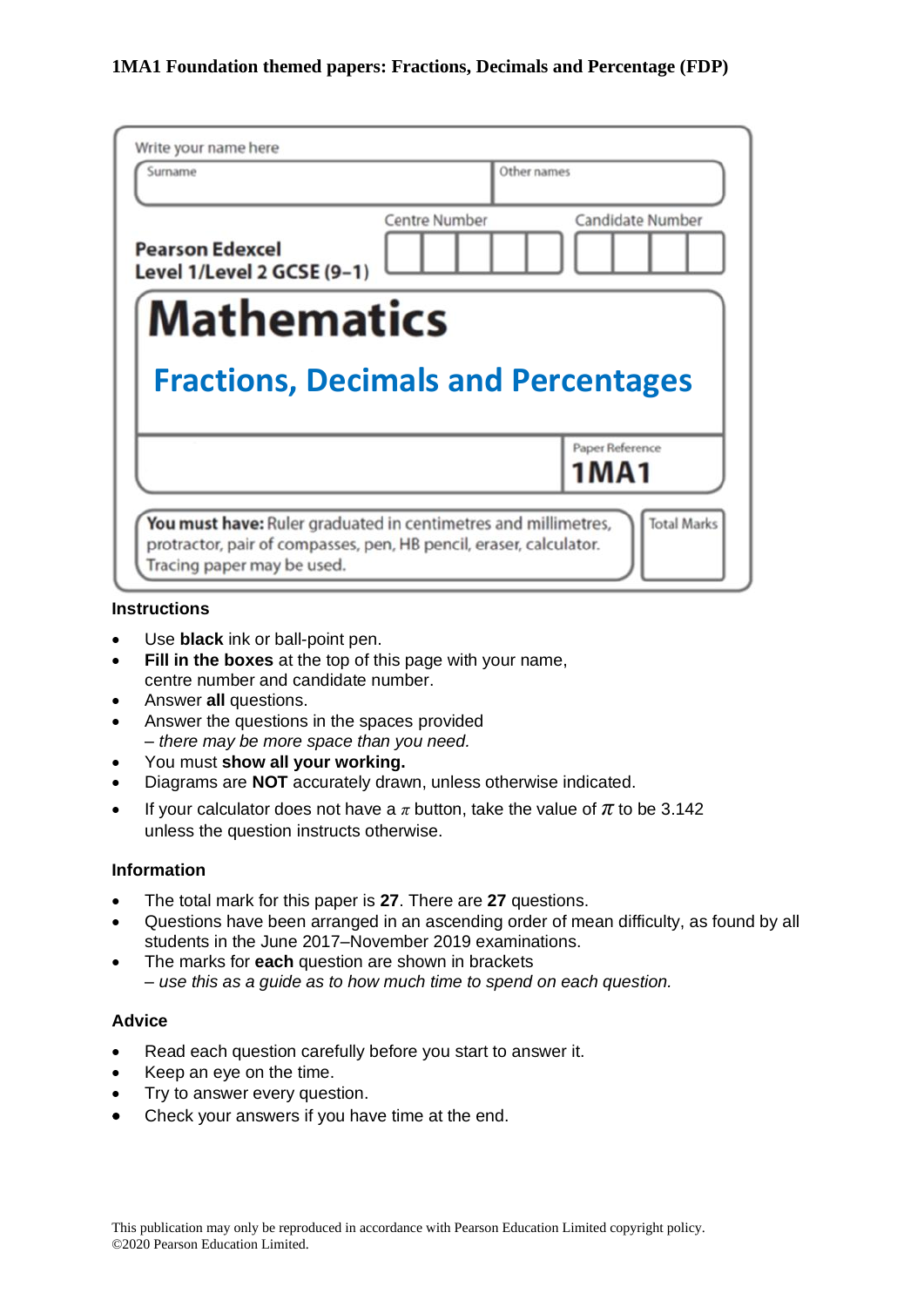# 1MA1 Foundation themed papers: Fractions, Decimals and Percentage (FDP)

Write your name here

| Surname | Other names |
| --- | --- |
| | |

**Pearson Edexcel Level 1/Level 2 GCSE (9–1)**

| Centre Number | Candidate Number |
| --- | --- |
| | |

# Mathematics

## Fractions, Decimals and Percentages

Paper Reference **1MA1**

**You must have:** Ruler graduated in centimetres and millimetres, protractor, pair of compasses, pen, HB pencil, eraser, calculator. Tracing paper may be used.

Total Marks

### Instructions

- Use **black** ink or ball-point pen.
- **Fill in the boxes** at the top of this page with your name, centre number and candidate number.
- Answer **all** questions.
- Answer the questions in the spaces provided – *there may be more space than you need.*
- You must **show all your working.**
- Diagrams are **NOT** accurately drawn, unless otherwise indicated.
- If your calculator does not have a $\pi$ button, take the value of $\pi$ to be 3.142 unless the question instructs otherwise.

### Information

- The total mark for this paper is **27**. There are **27** questions.
- Questions have been arranged in an ascending order of mean difficulty, as found by all students in the June 2017–November 2019 examinations.
- The marks for **each** question are shown in brackets – *use this as a guide as to how much time to spend on each question.*

### Advice

- Read each question carefully before you start to answer it.
- Keep an eye on the time.
- Try to answer every question.
- Check your answers if you have time at the end.

This publication may only be reproduced in accordance with Pearson Education Limited copyright policy.
©2020 Pearson Education Limited.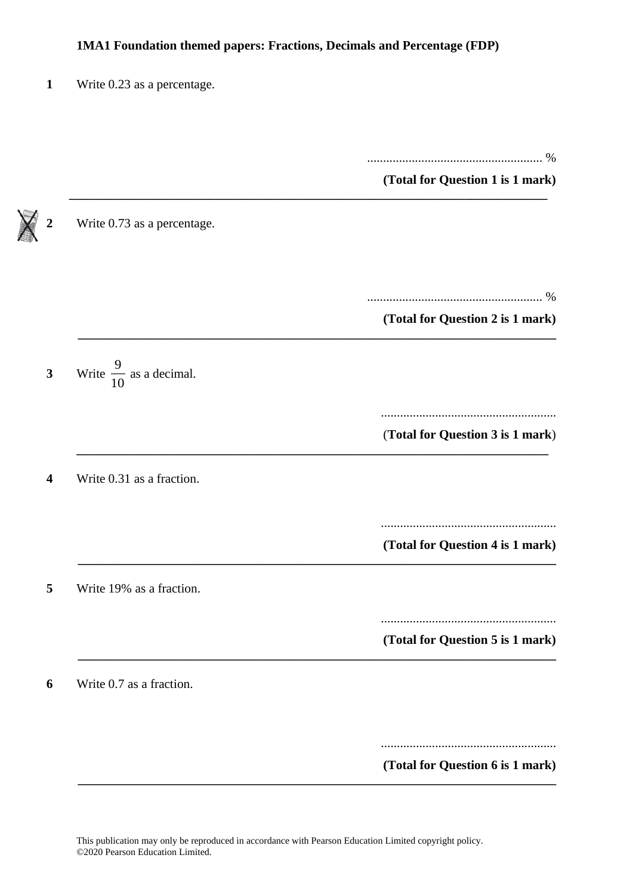**1MA1 Foundation themed papers: Fractions, Decimals and Percentage (FDP)**

**1** Write 0.23 as a percentage.

....................................................... %

**(Total for Question 1 is 1 mark)**

---

**2** Write 0.73 as a percentage.

....................................................... %

**(Total for Question 2 is 1 mark)**

---

**3** Write $\frac{9}{10}$ as a decimal.

.......................................................

(**Total for Question 3 is 1 mark**)

---

**4** Write 0.31 as a fraction.

.......................................................

**(Total for Question 4 is 1 mark)**

---

**5** Write 19% as a fraction.

.......................................................

**(Total for Question 5 is 1 mark)**

---

**6** Write 0.7 as a fraction.

.......................................................

**(Total for Question 6 is 1 mark)**

---

This publication may only be reproduced in accordance with Pearson Education Limited copyright policy.
©2020 Pearson Education Limited.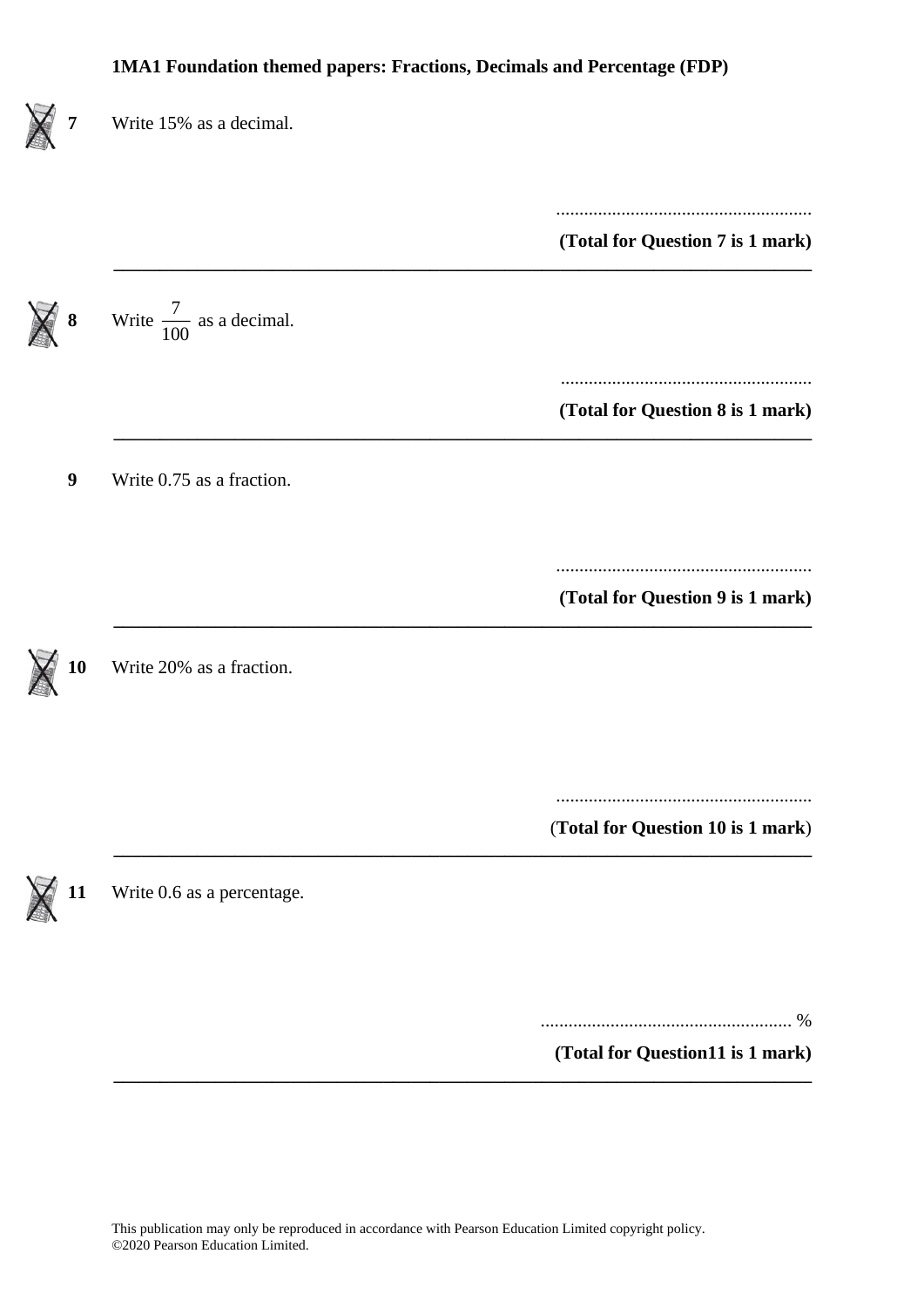**7** Write 15% as a decimal.

.......................................................

**(Total for Question 7 is 1 mark)**

---

**8** Write $\frac{7}{100}$ as a decimal.

.......................................................

**(Total for Question 8 is 1 mark)**

---

**9** Write 0.75 as a fraction.

.......................................................

**(Total for Question 9 is 1 mark)**

---

**10** Write 20% as a fraction.

.......................................................

(**Total for Question 10 is 1 mark**)

---

**11** Write 0.6 as a percentage.

....................................................... %

**(Total for Question11 is 1 mark)**

---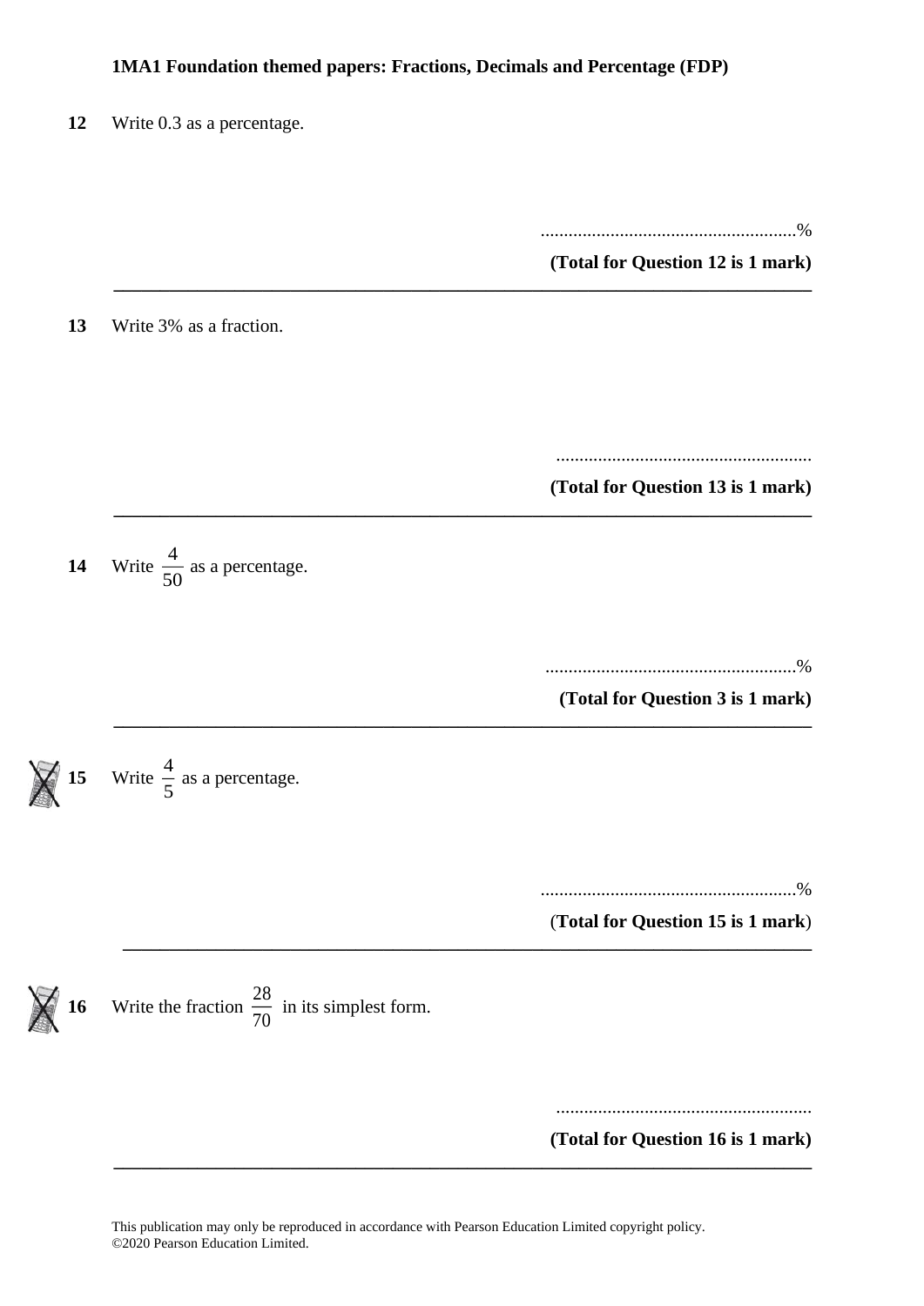**12** Write 0.3 as a percentage.

.......................................................%

**(Total for Question 12 is 1 mark)**

---

**13** Write 3% as a fraction.

.......................................................

**(Total for Question 13 is 1 mark)**

---

**14** Write $\frac{4}{50}$ as a percentage.

.......................................................%

**(Total for Question 3 is 1 mark)**

---

**15** Write $\frac{4}{5}$ as a percentage.

.......................................................%

(**Total for Question 15 is 1 mark**)

---

**16** Write the fraction $\frac{28}{70}$ in its simplest form.

.......................................................

**(Total for Question 16 is 1 mark)**

---

This publication may only be reproduced in accordance with Pearson Education Limited copyright policy.
©2020 Pearson Education Limited.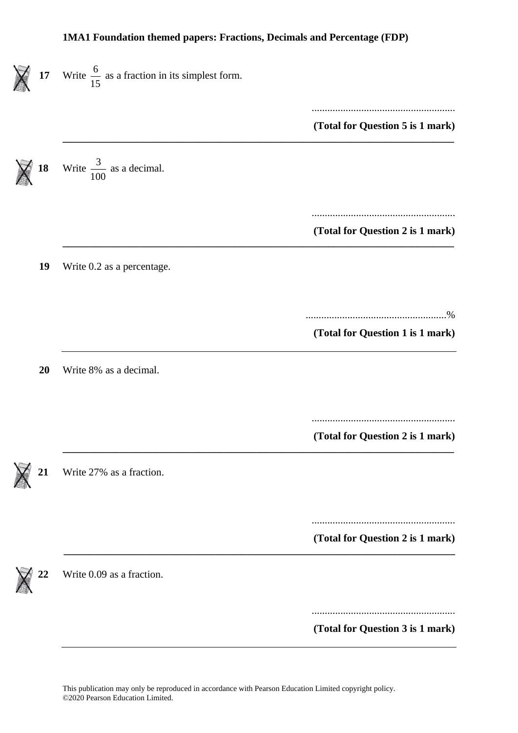**1MA1 Foundation themed papers: Fractions, Decimals and Percentage (FDP)**

**17** Write $\frac{6}{15}$ as a fraction in its simplest form.

.......................................................

**(Total for Question 5 is 1 mark)**

---

**18** Write $\frac{3}{100}$ as a decimal.

.......................................................

**(Total for Question 2 is 1 mark)**

---

**19** Write 0.2 as a percentage.

.......................................................%

**(Total for Question 1 is 1 mark)**

---

**20** Write 8% as a decimal.

.......................................................

**(Total for Question 2 is 1 mark)**

---

**21** Write 27% as a fraction.

.......................................................

**(Total for Question 2 is 1 mark)**

---

**22** Write 0.09 as a fraction.

.......................................................

**(Total for Question 3 is 1 mark)**

---

This publication may only be reproduced in accordance with Pearson Education Limited copyright policy.
©2020 Pearson Education Limited.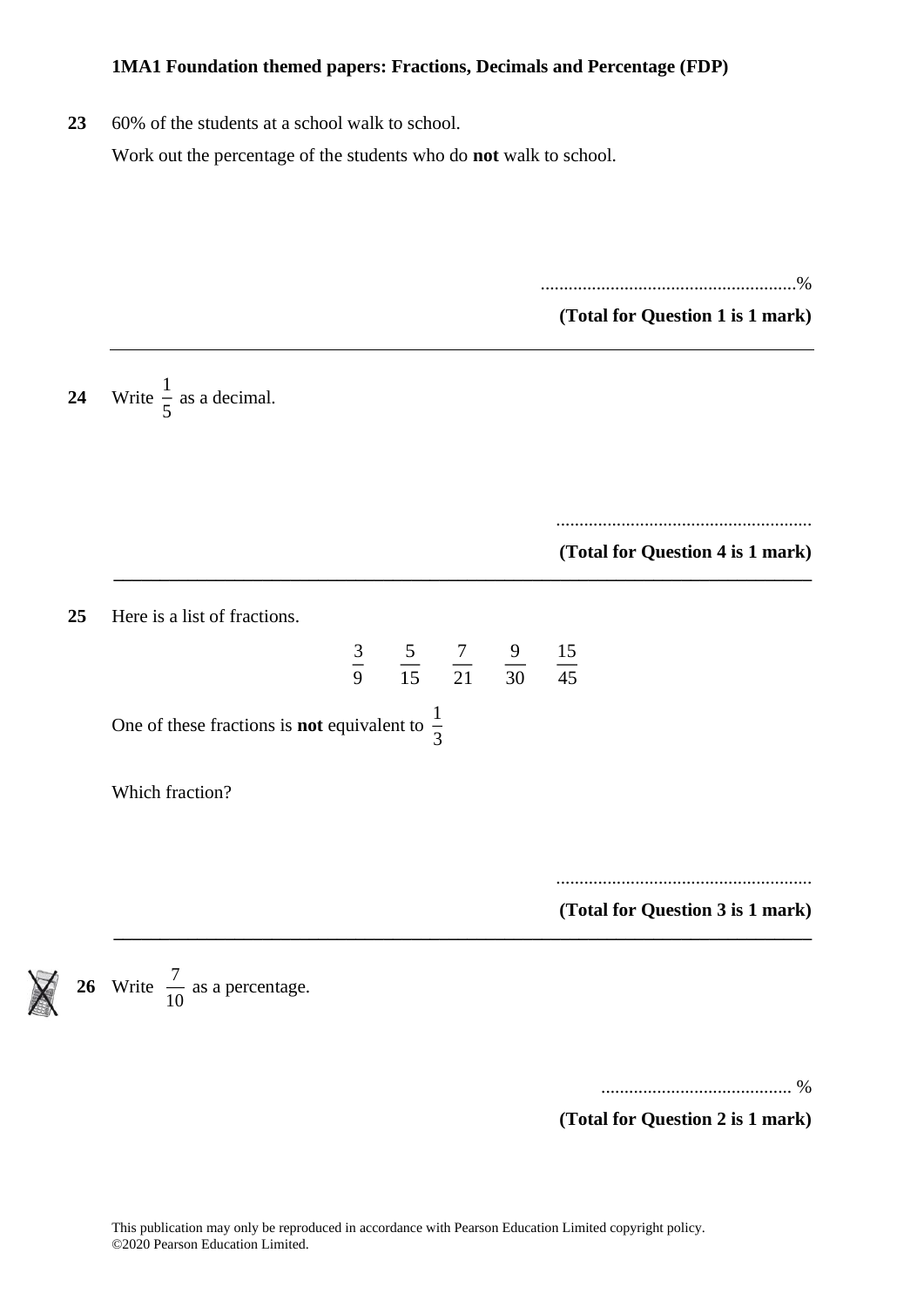**1MA1 Foundation themed papers: Fractions, Decimals and Percentage (FDP)**

**23** 60% of the students at a school walk to school.

Work out the percentage of the students who do **not** walk to school.

.......................................................%

**(Total for Question 1 is 1 mark)**

---

**24** Write $\frac{1}{5}$ as a decimal.

.......................................................

**(Total for Question 4 is 1 mark)**

---

**25** Here is a list of fractions.

$$\frac{3}{9} \quad \frac{5}{15} \quad \frac{7}{21} \quad \frac{9}{30} \quad \frac{15}{45}$$

One of these fractions is **not** equivalent to $\frac{1}{3}$

Which fraction?

.......................................................

**(Total for Question 3 is 1 mark)**

---

**26** Write $\frac{7}{10}$ as a percentage.

......................................... %

**(Total for Question 2 is 1 mark)**

This publication may only be reproduced in accordance with Pearson Education Limited copyright policy.
©2020 Pearson Education Limited.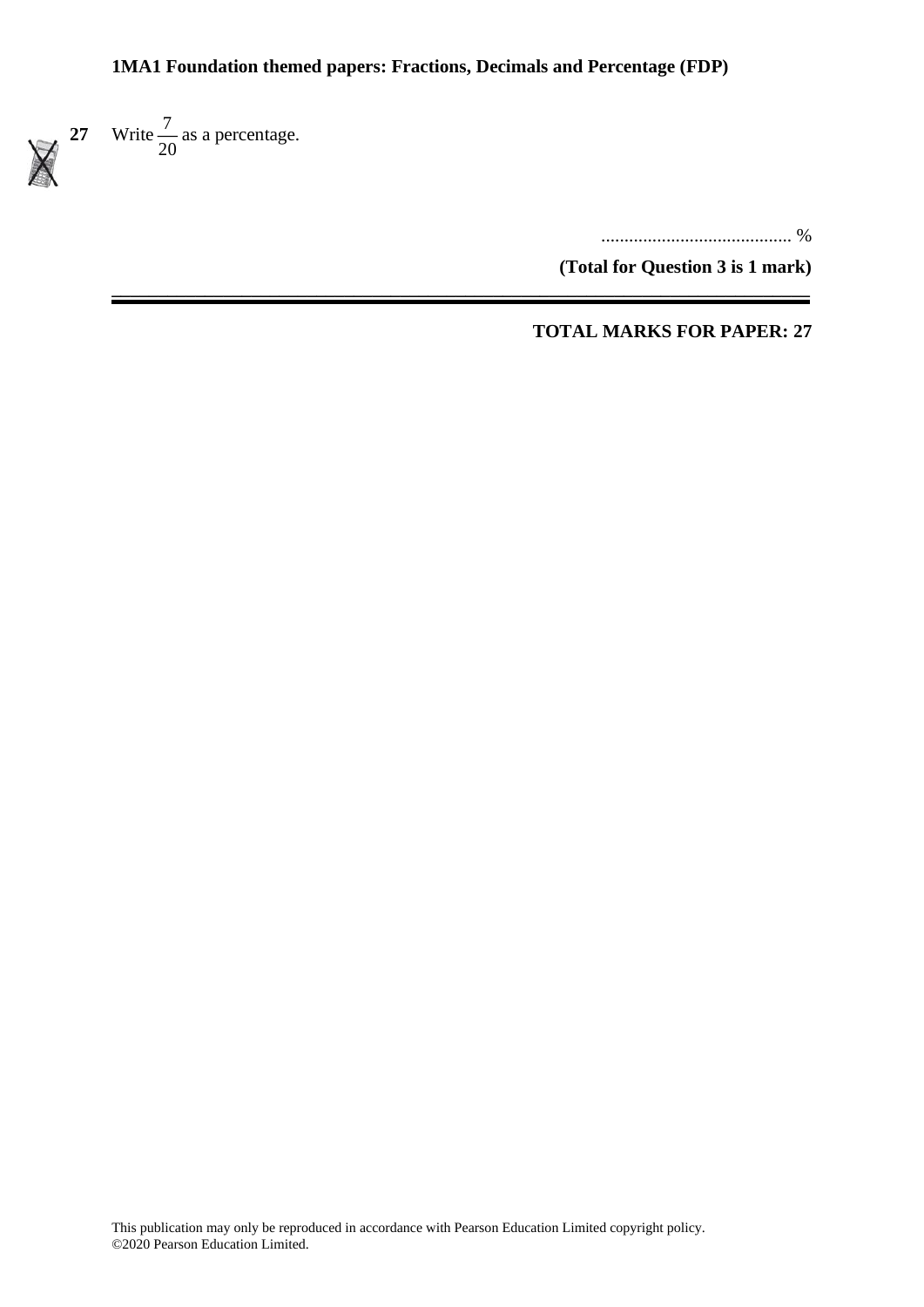**27** Write $\frac{7}{20}$ as a percentage.

....................................... %

**(Total for Question 3 is 1 mark)**

---

**TOTAL MARKS FOR PAPER: 27**

This publication may only be reproduced in accordance with Pearson Education Limited copyright policy.
©2020 Pearson Education Limited.